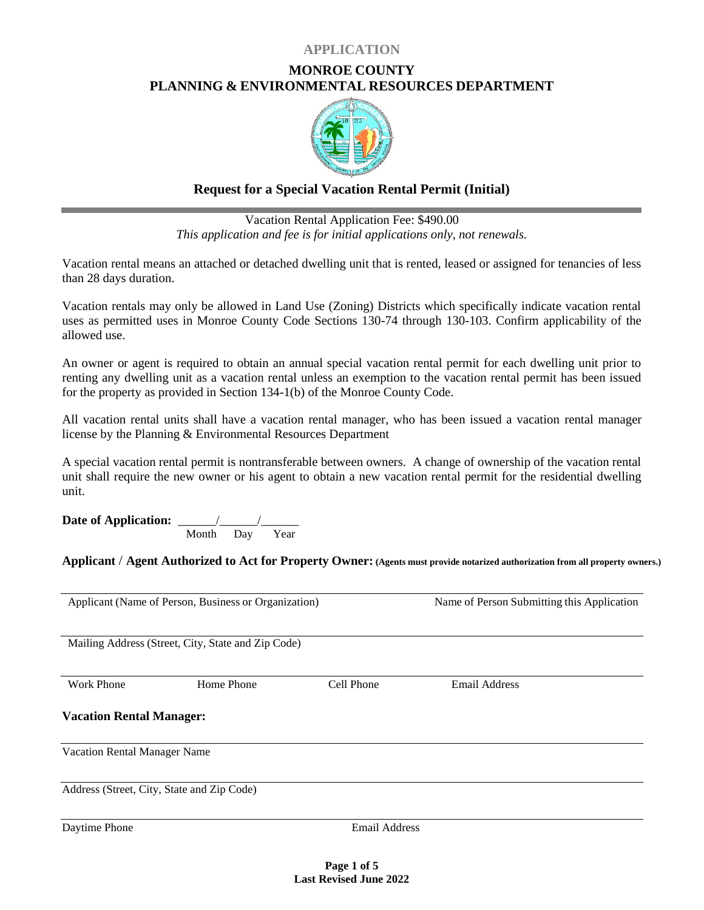APPLICATION

# MONROE COUNTY
# PLANNING & ENVIRONMENTAL RESOURCES DEPARTMENT

## Request for a Special Vacation Rental Permit (Initial)

Vacation Rental Application Fee: $490.00
*This application and fee is for initial applications only, not renewals.*

Vacation rental means an attached or detached dwelling unit that is rented, leased or assigned for tenancies of less than 28 days duration.

Vacation rentals may only be allowed in Land Use (Zoning) Districts which specifically indicate vacation rental uses as permitted uses in Monroe County Code Sections 130-74 through 130-103. Confirm applicability of the allowed use.

An owner or agent is required to obtain an annual special vacation rental permit for each dwelling unit prior to renting any dwelling unit as a vacation rental unless an exemption to the vacation rental permit has been issued for the property as provided in Section 134-1(b) of the Monroe County Code.

All vacation rental units shall have a vacation rental manager, who has been issued a vacation rental manager license by the Planning & Environmental Resources Department

A special vacation rental permit is nontransferable between owners. A change of ownership of the vacation rental unit shall require the new owner or his agent to obtain a new vacation rental permit for the residential dwelling unit.

**Date of Application:** ______/______/______
Month Day Year

**Applicant / Agent Authorized to Act for Property Owner: (Agents must provide notarized authorization from all property owners.)**

_______________________________________________
Applicant (Name of Person, Business or Organization) Name of Person Submitting this Application

_______________________________________________
Mailing Address (Street, City, State and Zip Code)

_______________________________________________
Work Phone Home Phone Cell Phone Email Address

**Vacation Rental Manager:**

_______________________________________________
Vacation Rental Manager Name

_______________________________________________
Address (Street, City, State and Zip Code)

_______________________________________________
Daytime Phone Email Address

Last Revised June 2022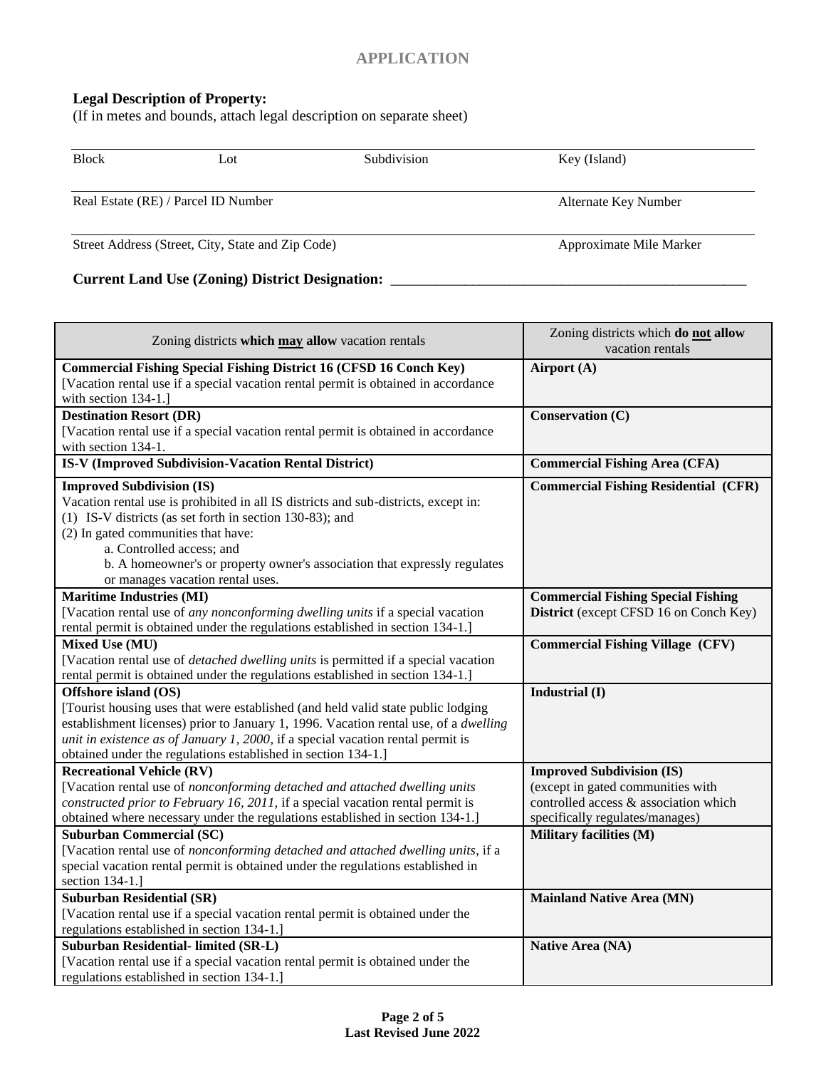## APPLICATION

**Legal Description of Property:**
(If in metes and bounds, attach legal description on separate sheet)

| Block | Lot | Subdivision | Key (Island) |
|---|---|---|---|
| | | | |

Real Estate (RE) / Parcel ID Number &nbsp;&nbsp;&nbsp;&nbsp;&nbsp;&nbsp;&nbsp;&nbsp;&nbsp;&nbsp;&nbsp;&nbsp;&nbsp;&nbsp;&nbsp;&nbsp;&nbsp;&nbsp;&nbsp;&nbsp; Alternate Key Number

Street Address (Street, City, State and Zip Code) &nbsp;&nbsp;&nbsp;&nbsp;&nbsp;&nbsp;&nbsp;&nbsp;&nbsp;&nbsp; Approximate Mile Marker

**Current Land Use (Zoning) District Designation:** ______________________________________________

| Zoning districts **which may allow** vacation rentals | Zoning districts which **do not allow** vacation rentals |
|---|---|
| **Commercial Fishing Special Fishing District 16 (CFSD 16 Conch Key)** [Vacation rental use if a special vacation rental permit is obtained in accordance with section 134-1.] | **Airport (A)** |
| **Destination Resort (DR)** [Vacation rental use if a special vacation rental permit is obtained in accordance with section 134-1. | **Conservation (C)** |
| **IS-V (Improved Subdivision-Vacation Rental District)** | **Commercial Fishing Area (CFA)** |
| **Improved Subdivision (IS)** Vacation rental use is prohibited in all IS districts and sub-districts, except in: (1) IS-V districts (as set forth in section 130-83); and (2) In gated communities that have: a. Controlled access; and b. A homeowner's or property owner's association that expressly regulates or manages vacation rental uses. | **Commercial Fishing Residential (CFR)** |
| **Maritime Industries (MI)** [Vacation rental use of *any nonconforming dwelling units* if a special vacation rental permit is obtained under the regulations established in section 134-1.] | **Commercial Fishing Special Fishing District** (except CFSD 16 on Conch Key) |
| **Mixed Use (MU)** [Vacation rental use of *detached dwelling units* is permitted if a special vacation rental permit is obtained under the regulations established in section 134-1.] | **Commercial Fishing Village (CFV)** |
| **Offshore island (OS)** [Tourist housing uses that were established (and held valid state public lodging establishment licenses) prior to January 1, 1996. Vacation rental use, of a *dwelling unit in existence as of January 1, 2000*, if a special vacation rental permit is obtained under the regulations established in section 134-1.] | **Industrial (I)** |
| **Recreational Vehicle (RV)** [Vacation rental use of *nonconforming detached and attached dwelling units constructed prior to February 16, 2011*, if a special vacation rental permit is obtained where necessary under the regulations established in section 134-1.] | **Improved Subdivision (IS)** (except in gated communities with controlled access & association which specifically regulates/manages) |
| **Suburban Commercial (SC)** [Vacation rental use of *nonconforming detached and attached dwelling units*, if a special vacation rental permit is obtained under the regulations established in section 134-1.] | **Military facilities (M)** |
| **Suburban Residential (SR)** [Vacation rental use if a special vacation rental permit is obtained under the regulations established in section 134-1.] | **Mainland Native Area (MN)** |
| **Suburban Residential- limited (SR-L)** [Vacation rental use if a special vacation rental permit is obtained under the regulations established in section 134-1.] | **Native Area (NA)** |

**Last Revised June 2022**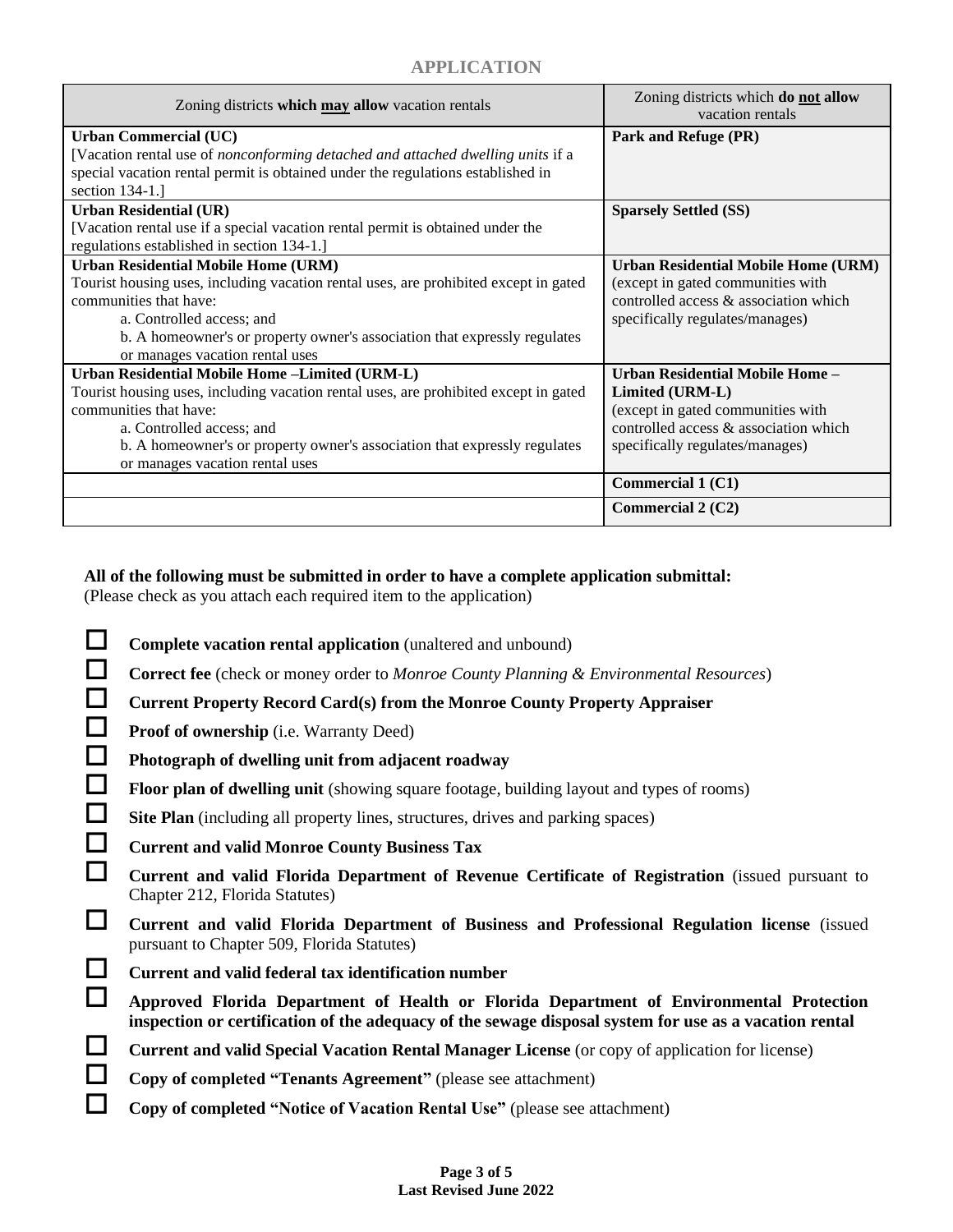## APPLICATION

| Zoning districts **which may allow** vacation rentals | Zoning districts which **do not allow** vacation rentals |
|---|---|
| **Urban Commercial (UC)**<br>[Vacation rental use of *nonconforming detached and attached dwelling units* if a special vacation rental permit is obtained under the regulations established in section 134-1.] | **Park and Refuge (PR)** |
| **Urban Residential (UR)**<br>[Vacation rental use if a special vacation rental permit is obtained under the regulations established in section 134-1.] | **Sparsely Settled (SS)** |
| **Urban Residential Mobile Home (URM)**<br>Tourist housing uses, including vacation rental uses, are prohibited except in gated communities that have:<br>a. Controlled access; and<br>b. A homeowner's or property owner's association that expressly regulates or manages vacation rental uses | **Urban Residential Mobile Home (URM)** (except in gated communities with controlled access & association which specifically regulates/manages) |
| **Urban Residential Mobile Home –Limited (URM-L)**<br>Tourist housing uses, including vacation rental uses, are prohibited except in gated communities that have:<br>a. Controlled access; and<br>b. A homeowner's or property owner's association that expressly regulates or manages vacation rental uses | **Urban Residential Mobile Home – Limited (URM-L)** (except in gated communities with controlled access & association which specifically regulates/manages) |
| | **Commercial 1 (C1)** |
| | **Commercial 2 (C2)** |

**All of the following must be submitted in order to have a complete application submittal:**
(Please check as you attach each required item to the application)

- ☐ **Complete vacation rental application** (unaltered and unbound)
- ☐ **Correct fee** (check or money order to *Monroe County Planning & Environmental Resources*)
- ☐ **Current Property Record Card(s) from the Monroe County Property Appraiser**
- ☐ **Proof of ownership** (i.e. Warranty Deed)
- ☐ **Photograph of dwelling unit from adjacent roadway**
- ☐ **Floor plan of dwelling unit** (showing square footage, building layout and types of rooms)
- ☐ **Site Plan** (including all property lines, structures, drives and parking spaces)
- ☐ **Current and valid Monroe County Business Tax**
- ☐ **Current and valid Florida Department of Revenue Certificate of Registration** (issued pursuant to Chapter 212, Florida Statutes)
- ☐ **Current and valid Florida Department of Business and Professional Regulation license** (issued pursuant to Chapter 509, Florida Statutes)
- ☐ **Current and valid federal tax identification number**
- ☐ **Approved Florida Department of Health or Florida Department of Environmental Protection inspection or certification of the adequacy of the sewage disposal system for use as a vacation rental**
- ☐ **Current and valid Special Vacation Rental Manager License** (or copy of application for license)
- ☐ **Copy of completed "Tenants Agreement"** (please see attachment)
- ☐ **Copy of completed "Notice of Vacation Rental Use"** (please see attachment)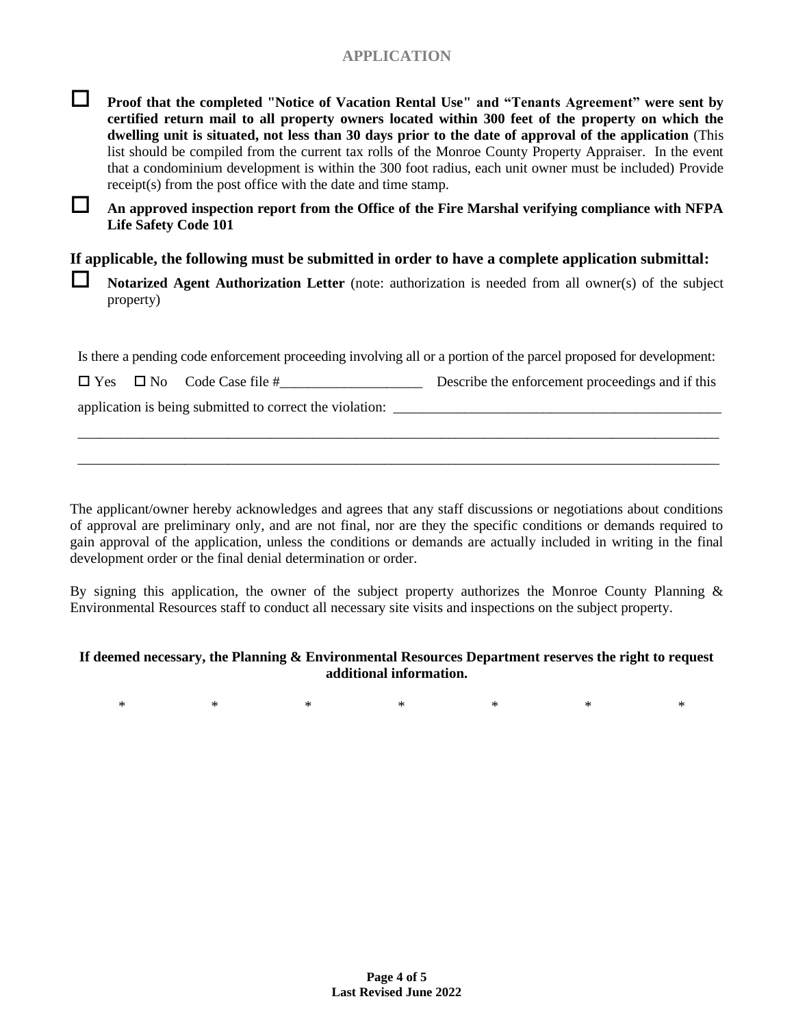## APPLICATION

☐ **Proof that the completed "Notice of Vacation Rental Use" and "Tenants Agreement" were sent by certified return mail to all property owners located within 300 feet of the property on which the dwelling unit is situated, not less than 30 days prior to the date of approval of the application** (This list should be compiled from the current tax rolls of the Monroe County Property Appraiser. In the event that a condominium development is within the 300 foot radius, each unit owner must be included) Provide receipt(s) from the post office with the date and time stamp.

☐ **An approved inspection report from the Office of the Fire Marshal verifying compliance with NFPA Life Safety Code 101**

### If applicable, the following must be submitted in order to have a complete application submittal:

☐ **Notarized Agent Authorization Letter** (note: authorization is needed from all owner(s) of the subject property)

Is there a pending code enforcement proceeding involving all or a portion of the parcel proposed for development:

☐ Yes ☐ No Code Case file #____________________ Describe the enforcement proceedings and if this application is being submitted to correct the violation: ______________________________________________

_____________________________________________________________________________________________

_____________________________________________________________________________________________

The applicant/owner hereby acknowledges and agrees that any staff discussions or negotiations about conditions of approval are preliminary only, and are not final, nor are they the specific conditions or demands required to gain approval of the application, unless the conditions or demands are actually included in writing in the final development order or the final denial determination or order.

By signing this application, the owner of the subject property authorizes the Monroe County Planning & Environmental Resources staff to conduct all necessary site visits and inspections on the subject property.

**If deemed necessary, the Planning & Environmental Resources Department reserves the right to request additional information.**

\* \* \* \* \* \* \*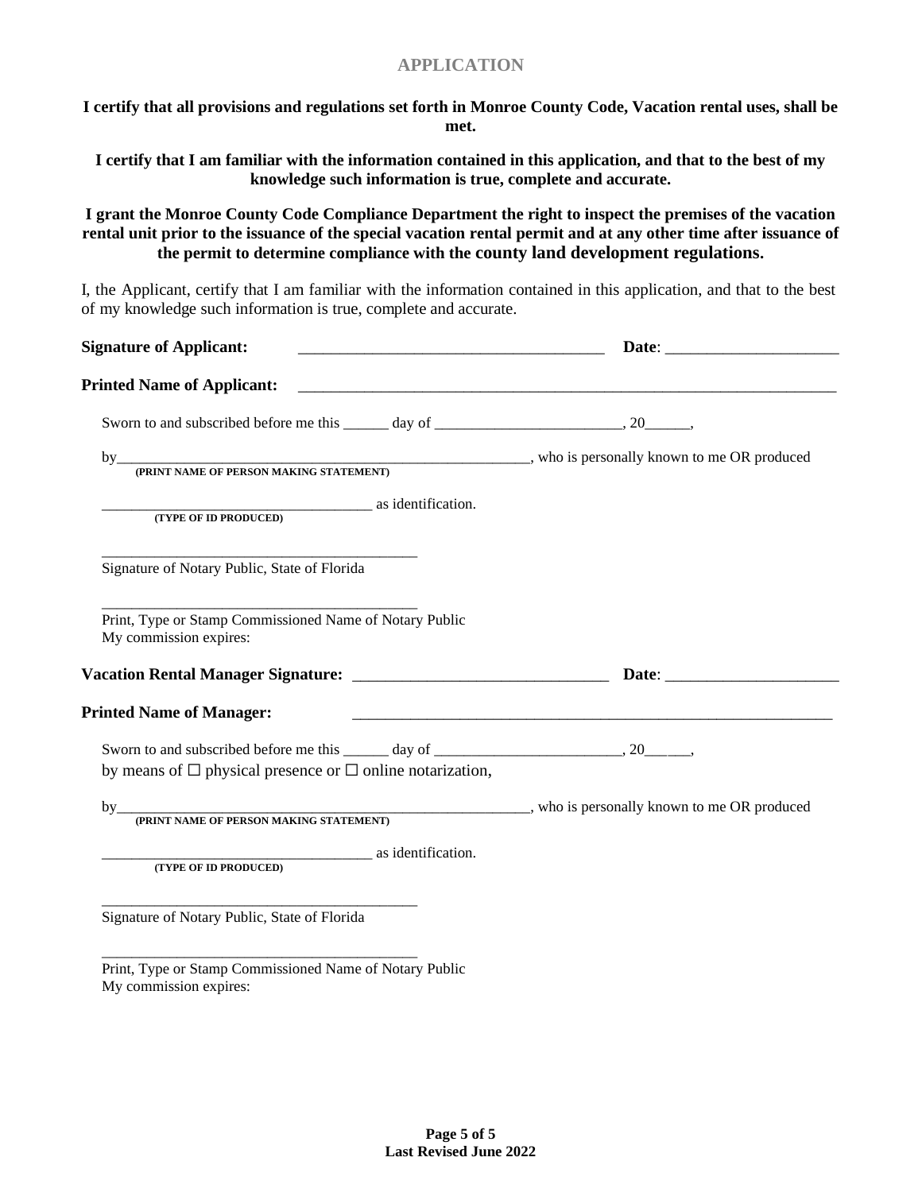## APPLICATION

**I certify that all provisions and regulations set forth in Monroe County Code, Vacation rental uses, shall be met.**

**I certify that I am familiar with the information contained in this application, and that to the best of my knowledge such information is true, complete and accurate.**

**I grant the Monroe County Code Compliance Department the right to inspect the premises of the vacation rental unit prior to the issuance of the special vacation rental permit and at any other time after issuance of the permit to determine compliance with the county land development regulations.**

I, the Applicant, certify that I am familiar with the information contained in this application, and that to the best of my knowledge such information is true, complete and accurate.

**Signature of Applicant:** _____________________________________ **Date**: _____________________

**Printed Name of Applicant:** _____________________________________________________________________

Sworn to and subscribed before me this ______ day of ________________________, 20______,

by________________________________________________________, who is personally known to me OR produced
**(PRINT NAME OF PERSON MAKING STATEMENT)**

___________________________________ as identification.
**(TYPE OF ID PRODUCED)**

__________________________________________
Signature of Notary Public, State of Florida

__________________________________________
Print, Type or Stamp Commissioned Name of Notary Public
My commission expires:

**Vacation Rental Manager Signature:** _______________________________ **Date**: _____________________

**Printed Name of Manager:** ______________________________________________________________

Sworn to and subscribed before me this ______ day of ________________________, 20______,
by means of ☐ physical presence or ☐ online notarization,

by________________________________________________________, who is personally known to me OR produced
**(PRINT NAME OF PERSON MAKING STATEMENT)**

___________________________________ as identification.
**(TYPE OF ID PRODUCED)**

__________________________________________
Signature of Notary Public, State of Florida

__________________________________________
Print, Type or Stamp Commissioned Name of Notary Public
My commission expires:

**Last Revised June 2022**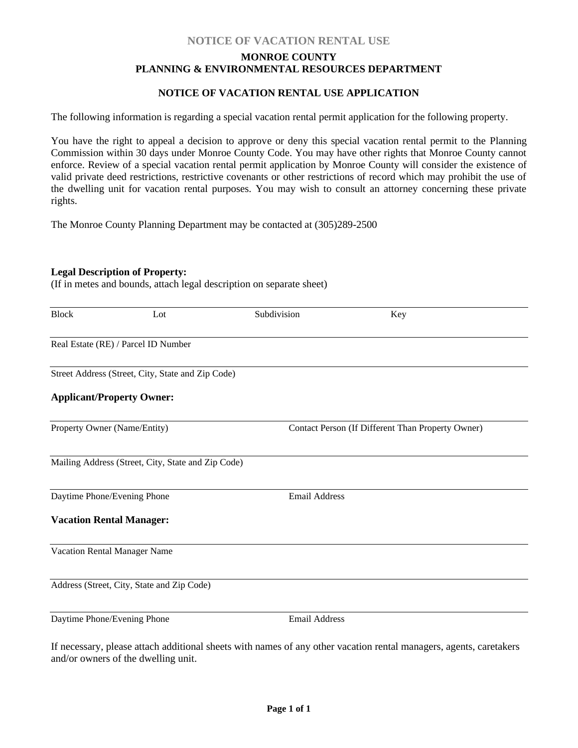NOTICE OF VACATION RENTAL USE

## MONROE COUNTY
## PLANNING & ENVIRONMENTAL RESOURCES DEPARTMENT

### NOTICE OF VACATION RENTAL USE APPLICATION

The following information is regarding a special vacation rental permit application for the following property.

You have the right to appeal a decision to approve or deny this special vacation rental permit to the Planning Commission within 30 days under Monroe County Code. You may have other rights that Monroe County cannot enforce. Review of a special vacation rental permit application by Monroe County will consider the existence of valid private deed restrictions, restrictive covenants or other restrictions of record which may prohibit the use of the dwelling unit for vacation rental purposes. You may wish to consult an attorney concerning these private rights.

The Monroe County Planning Department may be contacted at (305)289-2500

**Legal Description of Property:**
(If in metes and bounds, attach legal description on separate sheet)

Block ______ Lot ______ Subdivision ______ Key ______

Real Estate (RE) / Parcel ID Number ______

Street Address (Street, City, State and Zip Code) ______

**Applicant/Property Owner:**

Property Owner (Name/Entity) ______ Contact Person (If Different Than Property Owner) ______

Mailing Address (Street, City, State and Zip Code) ______

Daytime Phone/Evening Phone ______ Email Address ______

**Vacation Rental Manager:**

Vacation Rental Manager Name ______

Address (Street, City, State and Zip Code) ______

Daytime Phone/Evening Phone ______ Email Address ______

If necessary, please attach additional sheets with names of any other vacation rental managers, agents, caretakers and/or owners of the dwelling unit.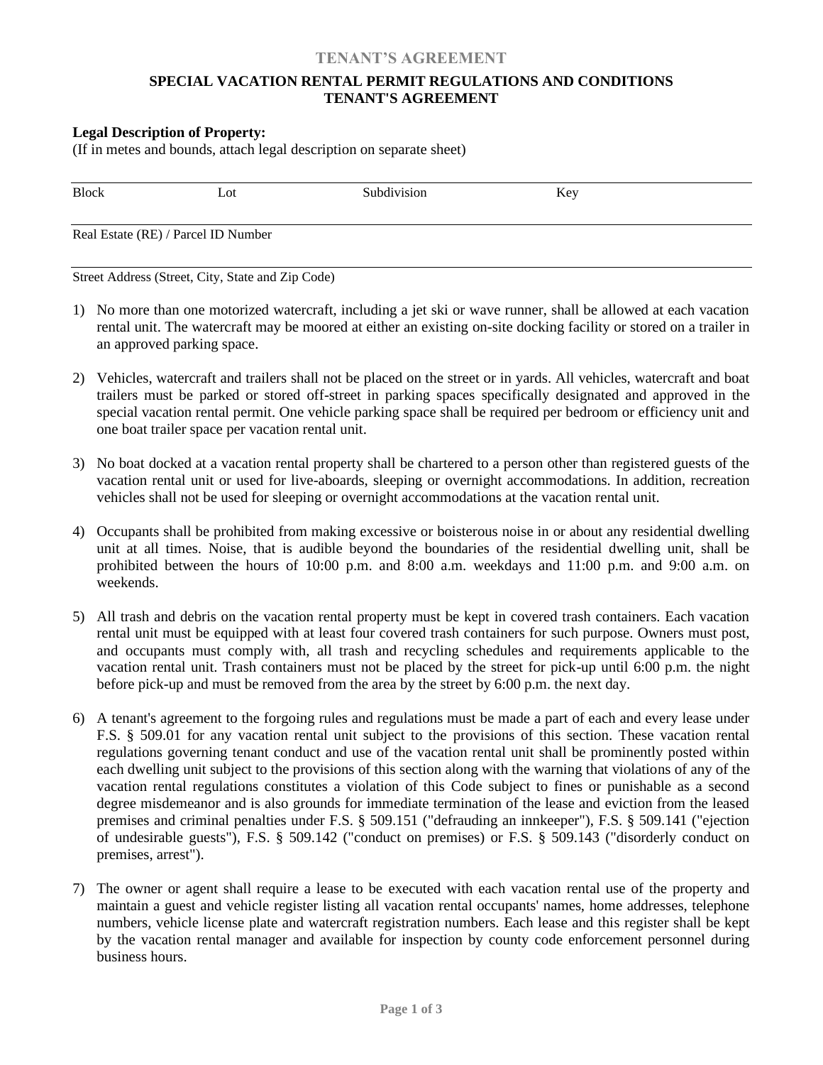# TENANT'S AGREEMENT

## SPECIAL VACATION RENTAL PERMIT REGULATIONS AND CONDITIONS TENANT'S AGREEMENT

**Legal Description of Property:**
(If in metes and bounds, attach legal description on separate sheet)

Block Lot Subdivision Key

Real Estate (RE) / Parcel ID Number

Street Address (Street, City, State and Zip Code)

1) No more than one motorized watercraft, including a jet ski or wave runner, shall be allowed at each vacation rental unit. The watercraft may be moored at either an existing on-site docking facility or stored on a trailer in an approved parking space.

2) Vehicles, watercraft and trailers shall not be placed on the street or in yards. All vehicles, watercraft and boat trailers must be parked or stored off-street in parking spaces specifically designated and approved in the special vacation rental permit. One vehicle parking space shall be required per bedroom or efficiency unit and one boat trailer space per vacation rental unit.

3) No boat docked at a vacation rental property shall be chartered to a person other than registered guests of the vacation rental unit or used for live-aboards, sleeping or overnight accommodations. In addition, recreation vehicles shall not be used for sleeping or overnight accommodations at the vacation rental unit.

4) Occupants shall be prohibited from making excessive or boisterous noise in or about any residential dwelling unit at all times. Noise, that is audible beyond the boundaries of the residential dwelling unit, shall be prohibited between the hours of 10:00 p.m. and 8:00 a.m. weekdays and 11:00 p.m. and 9:00 a.m. on weekends.

5) All trash and debris on the vacation rental property must be kept in covered trash containers. Each vacation rental unit must be equipped with at least four covered trash containers for such purpose. Owners must post, and occupants must comply with, all trash and recycling schedules and requirements applicable to the vacation rental unit. Trash containers must not be placed by the street for pick-up until 6:00 p.m. the night before pick-up and must be removed from the area by the street by 6:00 p.m. the next day.

6) A tenant's agreement to the forgoing rules and regulations must be made a part of each and every lease under F.S. § 509.01 for any vacation rental unit subject to the provisions of this section. These vacation rental regulations governing tenant conduct and use of the vacation rental unit shall be prominently posted within each dwelling unit subject to the provisions of this section along with the warning that violations of any of the vacation rental regulations constitutes a violation of this Code subject to fines or punishable as a second degree misdemeanor and is also grounds for immediate termination of the lease and eviction from the leased premises and criminal penalties under F.S. § 509.151 ("defrauding an innkeeper"), F.S. § 509.141 ("ejection of undesirable guests"), F.S. § 509.142 ("conduct on premises) or F.S. § 509.143 ("disorderly conduct on premises, arrest").

7) The owner or agent shall require a lease to be executed with each vacation rental use of the property and maintain a guest and vehicle register listing all vacation rental occupants' names, home addresses, telephone numbers, vehicle license plate and watercraft registration numbers. Each lease and this register shall be kept by the vacation rental manager and available for inspection by county code enforcement personnel during business hours.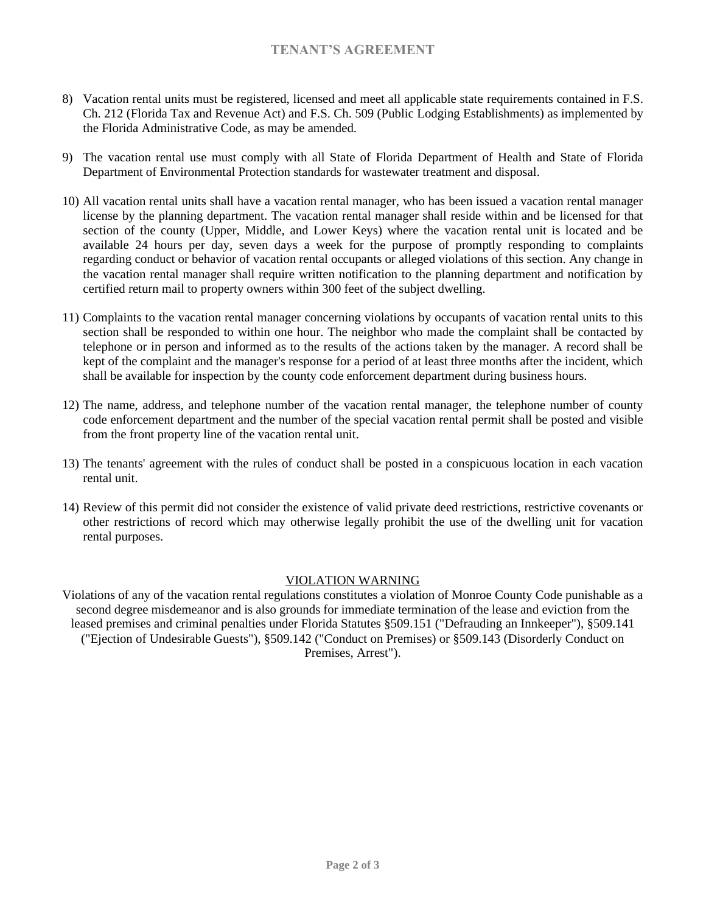8) Vacation rental units must be registered, licensed and meet all applicable state requirements contained in F.S. Ch. 212 (Florida Tax and Revenue Act) and F.S. Ch. 509 (Public Lodging Establishments) as implemented by the Florida Administrative Code, as may be amended.

9) The vacation rental use must comply with all State of Florida Department of Health and State of Florida Department of Environmental Protection standards for wastewater treatment and disposal.

10) All vacation rental units shall have a vacation rental manager, who has been issued a vacation rental manager license by the planning department. The vacation rental manager shall reside within and be licensed for that section of the county (Upper, Middle, and Lower Keys) where the vacation rental unit is located and be available 24 hours per day, seven days a week for the purpose of promptly responding to complaints regarding conduct or behavior of vacation rental occupants or alleged violations of this section. Any change in the vacation rental manager shall require written notification to the planning department and notification by certified return mail to property owners within 300 feet of the subject dwelling.

11) Complaints to the vacation rental manager concerning violations by occupants of vacation rental units to this section shall be responded to within one hour. The neighbor who made the complaint shall be contacted by telephone or in person and informed as to the results of the actions taken by the manager. A record shall be kept of the complaint and the manager's response for a period of at least three months after the incident, which shall be available for inspection by the county code enforcement department during business hours.

12) The name, address, and telephone number of the vacation rental manager, the telephone number of county code enforcement department and the number of the special vacation rental permit shall be posted and visible from the front property line of the vacation rental unit.

13) The tenants' agreement with the rules of conduct shall be posted in a conspicuous location in each vacation rental unit.

14) Review of this permit did not consider the existence of valid private deed restrictions, restrictive covenants or other restrictions of record which may otherwise legally prohibit the use of the dwelling unit for vacation rental purposes.

## VIOLATION WARNING

Violations of any of the vacation rental regulations constitutes a violation of Monroe County Code punishable as a second degree misdemeanor and is also grounds for immediate termination of the lease and eviction from the leased premises and criminal penalties under Florida Statutes §509.151 ("Defrauding an Innkeeper"), §509.141 ("Ejection of Undesirable Guests"), §509.142 ("Conduct on Premises) or §509.143 (Disorderly Conduct on Premises, Arrest").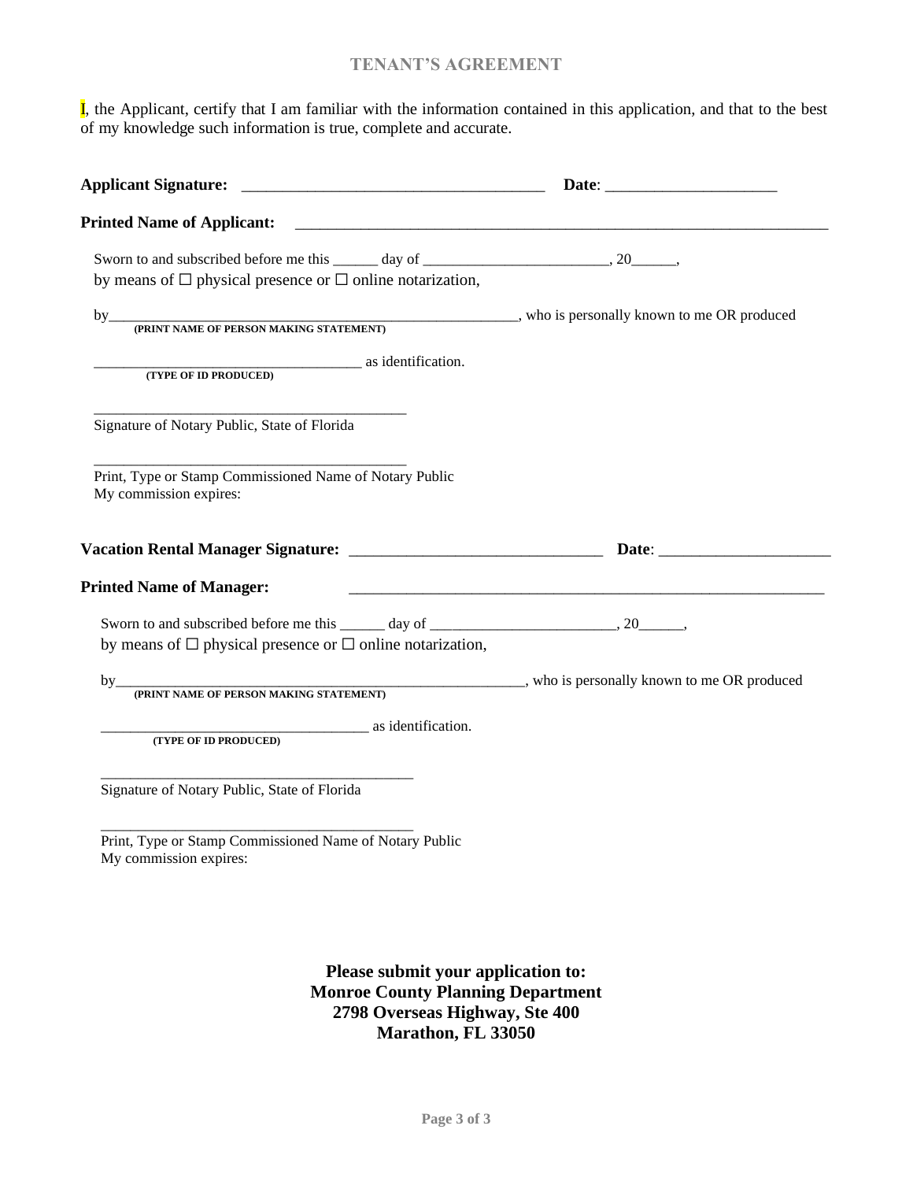## TENANT'S AGREEMENT

I, the Applicant, certify that I am familiar with the information contained in this application, and that to the best of my knowledge such information is true, complete and accurate.

**Applicant Signature:** ______________________________________ **Date**: _____________________

**Printed Name of Applicant:** ____________________________________________________________________

Sworn to and subscribed before me this ______ day of ________________________, 20______,
by means of ☐ physical presence or ☐ online notarization,

by_________________________________________________________, who is personally known to me OR produced
**(PRINT NAME OF PERSON MAKING STATEMENT)**

__________________________________ as identification.
**(TYPE OF ID PRODUCED)**

_________________________________________
Signature of Notary Public, State of Florida

_________________________________________
Print, Type or Stamp Commissioned Name of Notary Public
My commission expires:

**Vacation Rental Manager Signature:** _______________________________ **Date**: _____________________

**Printed Name of Manager:** ____________________________________________________________

Sworn to and subscribed before me this ______ day of ________________________, 20______,
by means of ☐ physical presence or ☐ online notarization,

by_________________________________________________________, who is personally known to me OR produced
**(PRINT NAME OF PERSON MAKING STATEMENT)**

__________________________________ as identification.
**(TYPE OF ID PRODUCED)**

_________________________________________
Signature of Notary Public, State of Florida

_________________________________________
Print, Type or Stamp Commissioned Name of Notary Public
My commission expires:

**Please submit your application to:**
**Monroe County Planning Department**
**2798 Overseas Highway, Ste 400**
**Marathon, FL 33050**